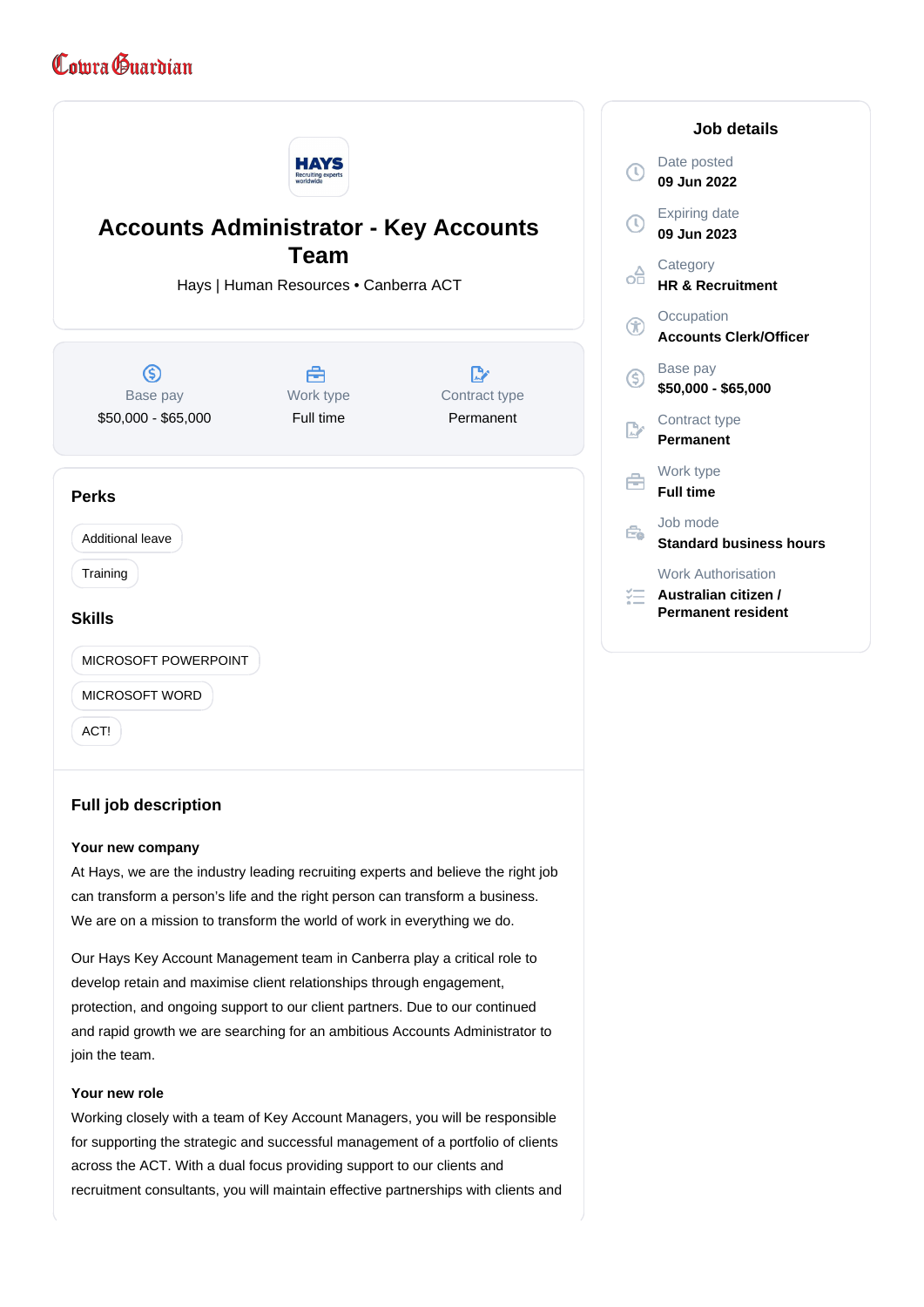Cowra Guardian

# Accounts Administrator - Key Accounts Team

Hays | Human Resources • Canberra ACT

| Base pay | Work type | Contract type |
|---|---|---|
| $50,000 - $65,000 | Full time | Permanent |

## Perks

- Additional leave
- Training

## Skills

- MICROSOFT POWERPOINT
- MICROSOFT WORD
- ACT!

## Job details

Date posted
**09 Jun 2022**

Expiring date
**09 Jun 2023**

Category
**HR & Recruitment**

Occupation
**Accounts Clerk/Officer**

Base pay
**$50,000 - $65,000**

Contract type
**Permanent**

Work type
**Full time**

Job mode
**Standard business hours**

Work Authorisation
**Australian citizen / Permanent resident**

## Full job description

**Your new company**

At Hays, we are the industry leading recruiting experts and believe the right job can transform a person's life and the right person can transform a business. We are on a mission to transform the world of work in everything we do.

Our Hays Key Account Management team in Canberra play a critical role to develop retain and maximise client relationships through engagement, protection, and ongoing support to our client partners. Due to our continued and rapid growth we are searching for an ambitious Accounts Administrator to join the team.

**Your new role**

Working closely with a team of Key Account Managers, you will be responsible for supporting the strategic and successful management of a portfolio of clients across the ACT. With a dual focus providing support to our clients and recruitment consultants, you will maintain effective partnerships with clients and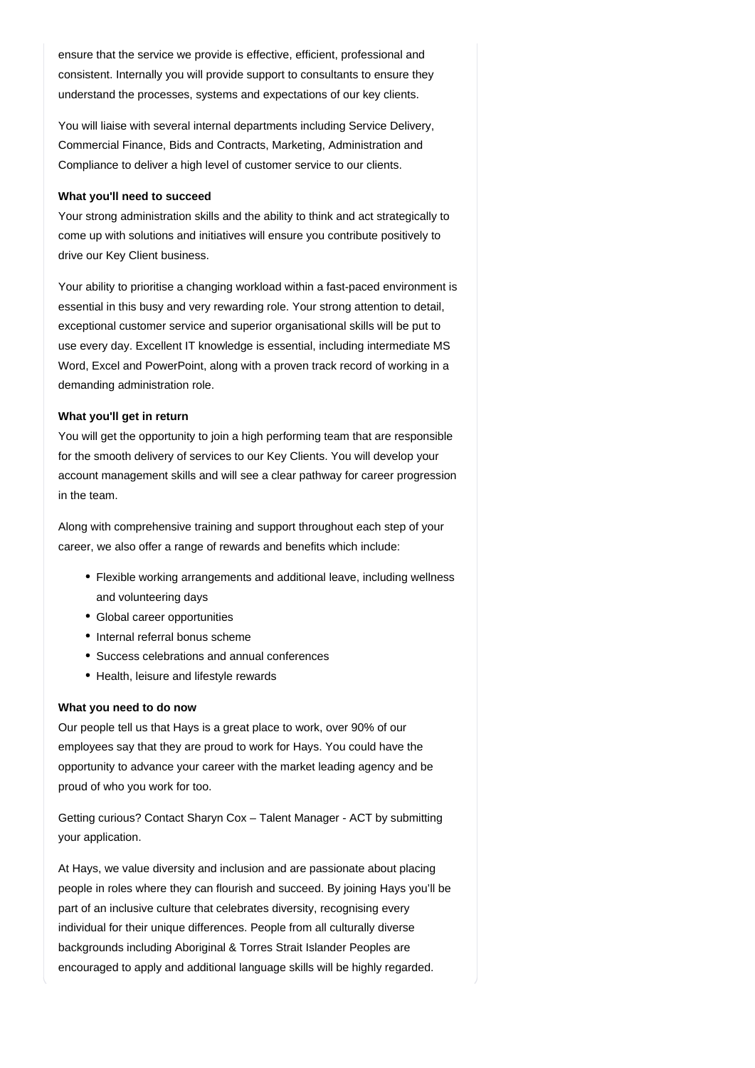ensure that the service we provide is effective, efficient, professional and consistent. Internally you will provide support to consultants to ensure they understand the processes, systems and expectations of our key clients.

You will liaise with several internal departments including Service Delivery, Commercial Finance, Bids and Contracts, Marketing, Administration and Compliance to deliver a high level of customer service to our clients.

**What you'll need to succeed**

Your strong administration skills and the ability to think and act strategically to come up with solutions and initiatives will ensure you contribute positively to drive our Key Client business.

Your ability to prioritise a changing workload within a fast-paced environment is essential in this busy and very rewarding role. Your strong attention to detail, exceptional customer service and superior organisational skills will be put to use every day. Excellent IT knowledge is essential, including intermediate MS Word, Excel and PowerPoint, along with a proven track record of working in a demanding administration role.

**What you'll get in return**

You will get the opportunity to join a high performing team that are responsible for the smooth delivery of services to our Key Clients. You will develop your account management skills and will see a clear pathway for career progression in the team.

Along with comprehensive training and support throughout each step of your career, we also offer a range of rewards and benefits which include:

- Flexible working arrangements and additional leave, including wellness and volunteering days
- Global career opportunities
- Internal referral bonus scheme
- Success celebrations and annual conferences
- Health, leisure and lifestyle rewards

**What you need to do now**

Our people tell us that Hays is a great place to work, over 90% of our employees say that they are proud to work for Hays. You could have the opportunity to advance your career with the market leading agency and be proud of who you work for too.

Getting curious? Contact Sharyn Cox – Talent Manager - ACT by submitting your application.

At Hays, we value diversity and inclusion and are passionate about placing people in roles where they can flourish and succeed. By joining Hays you'll be part of an inclusive culture that celebrates diversity, recognising every individual for their unique differences. People from all culturally diverse backgrounds including Aboriginal & Torres Strait Islander Peoples are encouraged to apply and additional language skills will be highly regarded.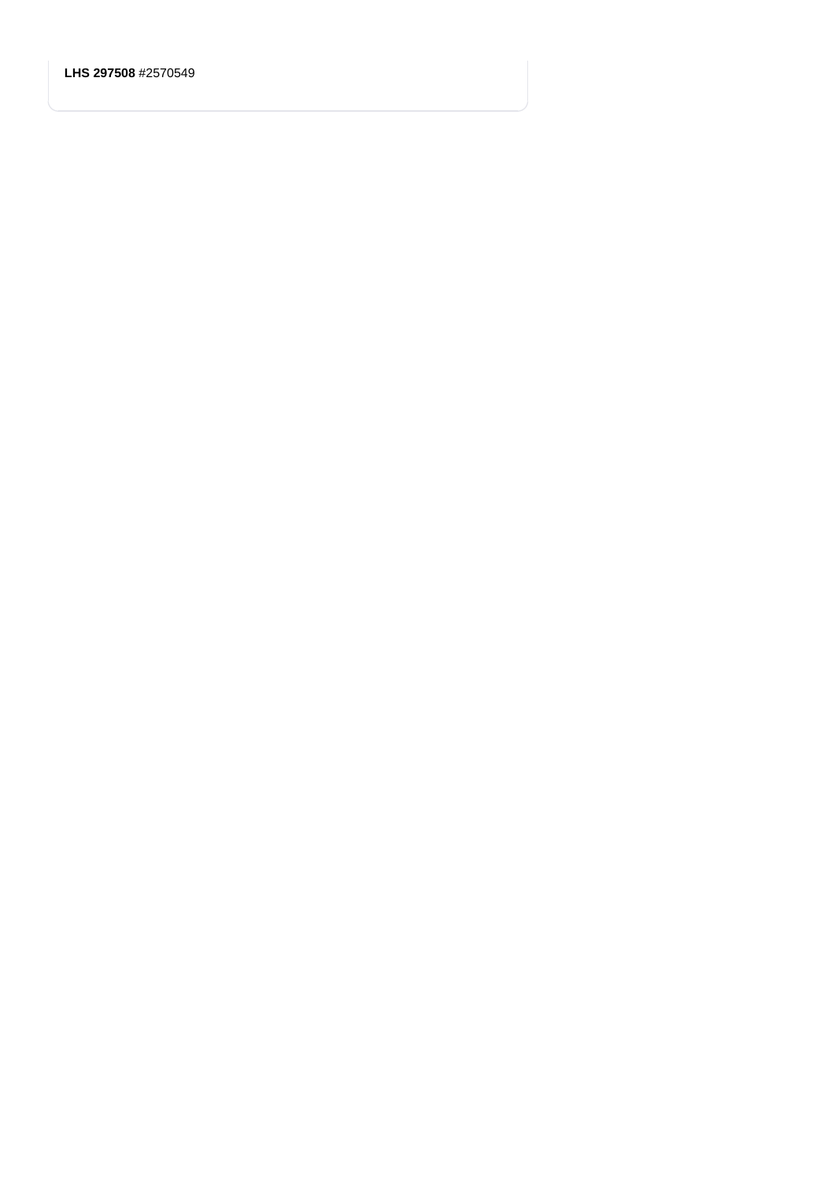**LHS 297508** #2570549